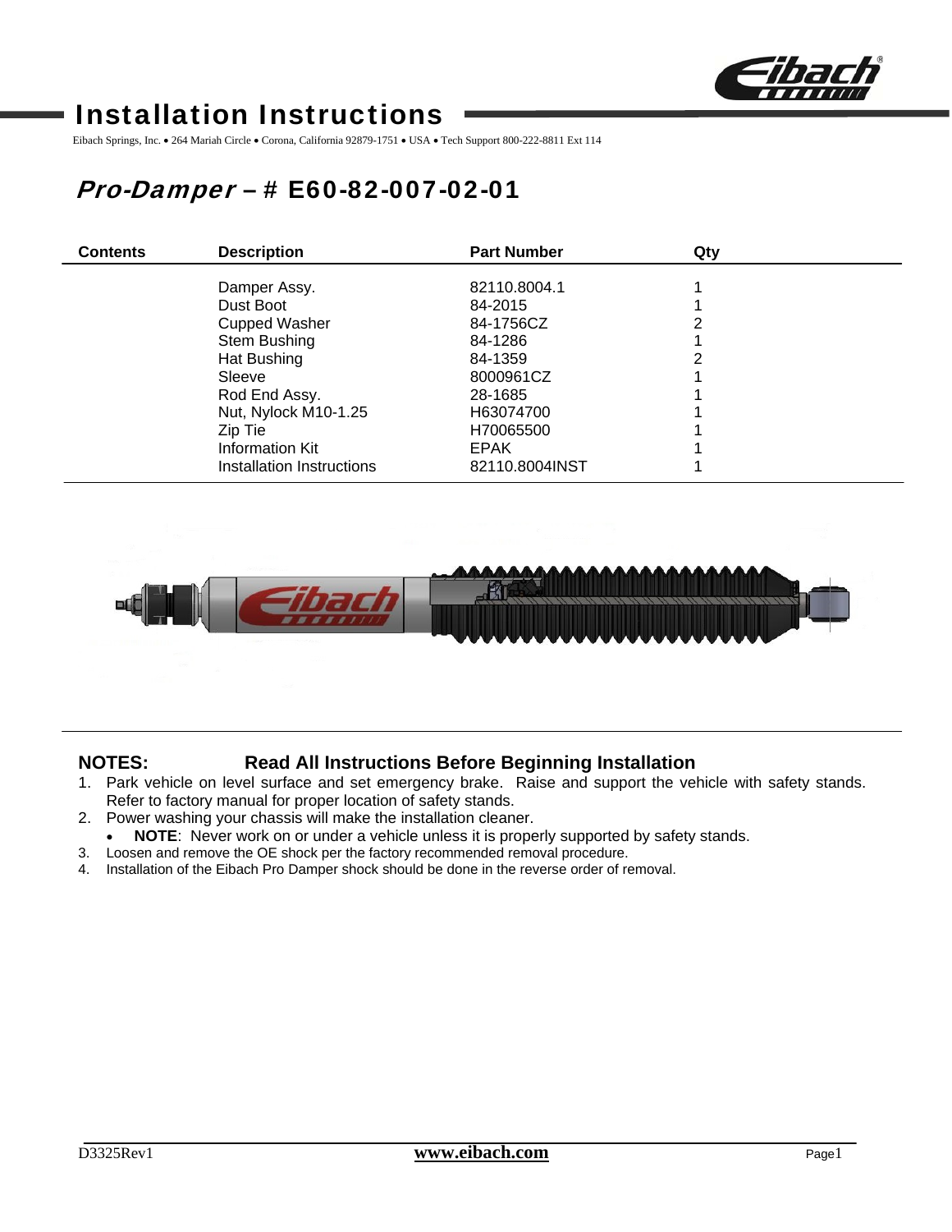# Installation Instructions

Eibach Springs, Inc. • 264 Mariah Circle • Corona, California 92879-1751 • USA • Tech Support 800-222-8811 Ext 114

## *Pro-Damper* – # E60-82-007-02-01

| Contents | Description | Part Number | Qty |
|---|---|---|---|
| | Damper Assy. | 82110.8004.1 | 1 |
| | Dust Boot | 84-2015 | 1 |
| | Cupped Washer | 84-1756CZ | 2 |
| | Stem Bushing | 84-1286 | 1 |
| | Hat Bushing | 84-1359 | 2 |
| | Sleeve | 8000961CZ | 1 |
| | Rod End Assy. | 28-1685 | 1 |
| | Nut, Nylock M10-1.25 | H63074700 | 1 |
| | Zip Tie | H70065500 | 1 |
| | Information Kit | EPAK | 1 |
| | Installation Instructions | 82110.8004INST | 1 |

**NOTES:** **Read All Instructions Before Beginning Installation**

1. Park vehicle on level surface and set emergency brake. Raise and support the vehicle with safety stands. Refer to factory manual for proper location of safety stands.
2. Power washing your chassis will make the installation cleaner.
   - **NOTE**: Never work on or under a vehicle unless it is properly supported by safety stands.
3. Loosen and remove the OE shock per the factory recommended removal procedure.
4. Installation of the Eibach Pro Damper shock should be done in the reverse order of removal.

D3325Rev1 **www.eibach.com**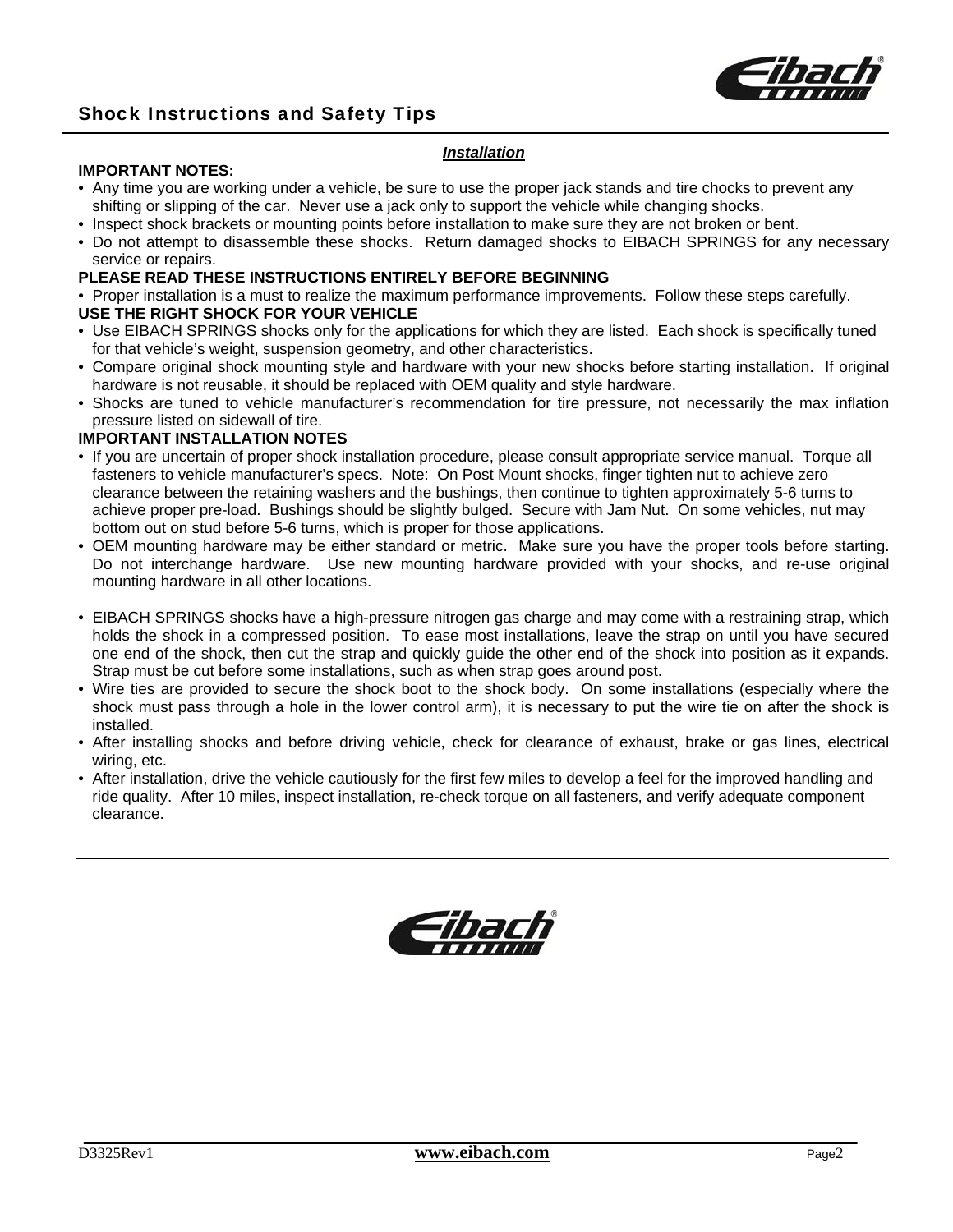# Shock Instructions and Safety Tips

***Installation***

**IMPORTANT NOTES:**

- Any time you are working under a vehicle, be sure to use the proper jack stands and tire chocks to prevent any shifting or slipping of the car. Never use a jack only to support the vehicle while changing shocks.
- Inspect shock brackets or mounting points before installation to make sure they are not broken or bent.
- Do not attempt to disassemble these shocks. Return damaged shocks to EIBACH SPRINGS for any necessary service or repairs.

**PLEASE READ THESE INSTRUCTIONS ENTIRELY BEFORE BEGINNING**

- Proper installation is a must to realize the maximum performance improvements. Follow these steps carefully.

**USE THE RIGHT SHOCK FOR YOUR VEHICLE**

- Use EIBACH SPRINGS shocks only for the applications for which they are listed. Each shock is specifically tuned for that vehicle's weight, suspension geometry, and other characteristics.
- Compare original shock mounting style and hardware with your new shocks before starting installation. If original hardware is not reusable, it should be replaced with OEM quality and style hardware.
- Shocks are tuned to vehicle manufacturer's recommendation for tire pressure, not necessarily the max inflation pressure listed on sidewall of tire.

**IMPORTANT INSTALLATION NOTES**

- If you are uncertain of proper shock installation procedure, please consult appropriate service manual. Torque all fasteners to vehicle manufacturer's specs. Note: On Post Mount shocks, finger tighten nut to achieve zero clearance between the retaining washers and the bushings, then continue to tighten approximately 5-6 turns to achieve proper pre-load. Bushings should be slightly bulged. Secure with Jam Nut. On some vehicles, nut may bottom out on stud before 5-6 turns, which is proper for those applications.
- OEM mounting hardware may be either standard or metric. Make sure you have the proper tools before starting. Do not interchange hardware. Use new mounting hardware provided with your shocks, and re-use original mounting hardware in all other locations.
- EIBACH SPRINGS shocks have a high-pressure nitrogen gas charge and may come with a restraining strap, which holds the shock in a compressed position. To ease most installations, leave the strap on until you have secured one end of the shock, then cut the strap and quickly guide the other end of the shock into position as it expands. Strap must be cut before some installations, such as when strap goes around post.
- Wire ties are provided to secure the shock boot to the shock body. On some installations (especially where the shock must pass through a hole in the lower control arm), it is necessary to put the wire tie on after the shock is installed.
- After installing shocks and before driving vehicle, check for clearance of exhaust, brake or gas lines, electrical wiring, etc.
- After installation, drive the vehicle cautiously for the first few miles to develop a feel for the improved handling and ride quality. After 10 miles, inspect installation, re-check torque on all fasteners, and verify adequate component clearance.